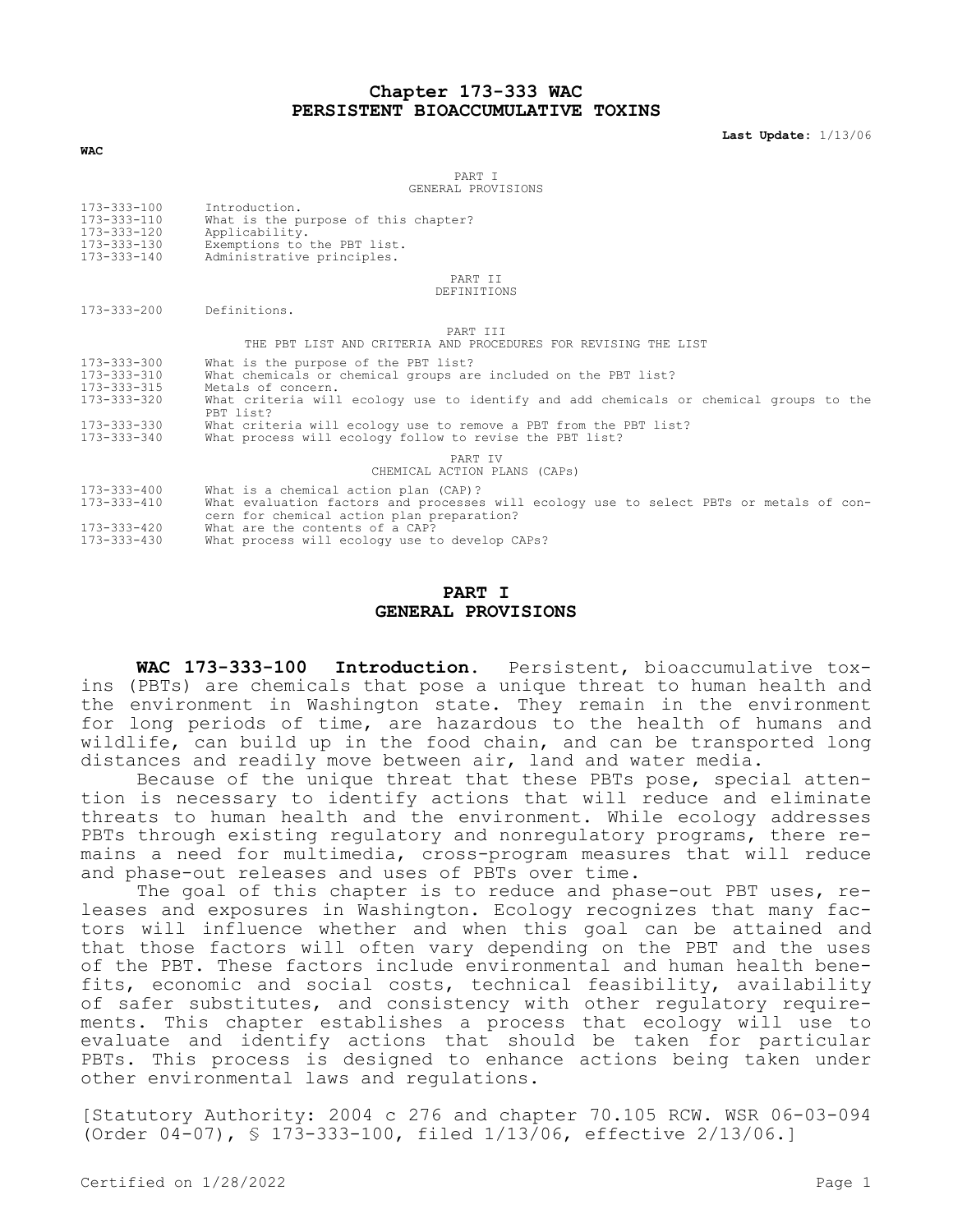# Chapter 173-333 WAC
# PERSISTENT BIOACCUMULATIVE TOXINS

**Last Update:** 1/13/06

**WAC**

PART I
GENERAL PROVISIONS

| | |
|---|---|
| 173-333-100 | Introduction. |
| 173-333-110 | What is the purpose of this chapter? |
| 173-333-120 | Applicability. |
| 173-333-130 | Exemptions to the PBT list. |
| 173-333-140 | Administrative principles. |

PART II
DEFINITIONS

| | |
|---|---|
| 173-333-200 | Definitions. |

PART III
THE PBT LIST AND CRITERIA AND PROCEDURES FOR REVISING THE LIST

| | |
|---|---|
| 173-333-300 | What is the purpose of the PBT list? |
| 173-333-310 | What chemicals or chemical groups are included on the PBT list? |
| 173-333-315 | Metals of concern. |
| 173-333-320 | What criteria will ecology use to identify and add chemicals or chemical groups to the PBT list? |
| 173-333-330 | What criteria will ecology use to remove a PBT from the PBT list? |
| 173-333-340 | What process will ecology follow to revise the PBT list? |

PART IV
CHEMICAL ACTION PLANS (CAPs)

| | |
|---|---|
| 173-333-400 | What is a chemical action plan (CAP)? |
| 173-333-410 | What evaluation factors and processes will ecology use to select PBTs or metals of concern for chemical action plan preparation? |
| 173-333-420 | What are the contents of a CAP? |
| 173-333-430 | What process will ecology use to develop CAPs? |

## PART I
## GENERAL PROVISIONS

**WAC 173-333-100 Introduction.** Persistent, bioaccumulative toxins (PBTs) are chemicals that pose a unique threat to human health and the environment in Washington state. They remain in the environment for long periods of time, are hazardous to the health of humans and wildlife, can build up in the food chain, and can be transported long distances and readily move between air, land and water media.

Because of the unique threat that these PBTs pose, special attention is necessary to identify actions that will reduce and eliminate threats to human health and the environment. While ecology addresses PBTs through existing regulatory and nonregulatory programs, there remains a need for multimedia, cross-program measures that will reduce and phase-out releases and uses of PBTs over time.

The goal of this chapter is to reduce and phase-out PBT uses, releases and exposures in Washington. Ecology recognizes that many factors will influence whether and when this goal can be attained and that those factors will often vary depending on the PBT and the uses of the PBT. These factors include environmental and human health benefits, economic and social costs, technical feasibility, availability of safer substitutes, and consistency with other regulatory requirements. This chapter establishes a process that ecology will use to evaluate and identify actions that should be taken for particular PBTs. This process is designed to enhance actions being taken under other environmental laws and regulations.

[Statutory Authority: 2004 c 276 and chapter 70.105 RCW. WSR 06-03-094 (Order 04-07), § 173-333-100, filed 1/13/06, effective 2/13/06.]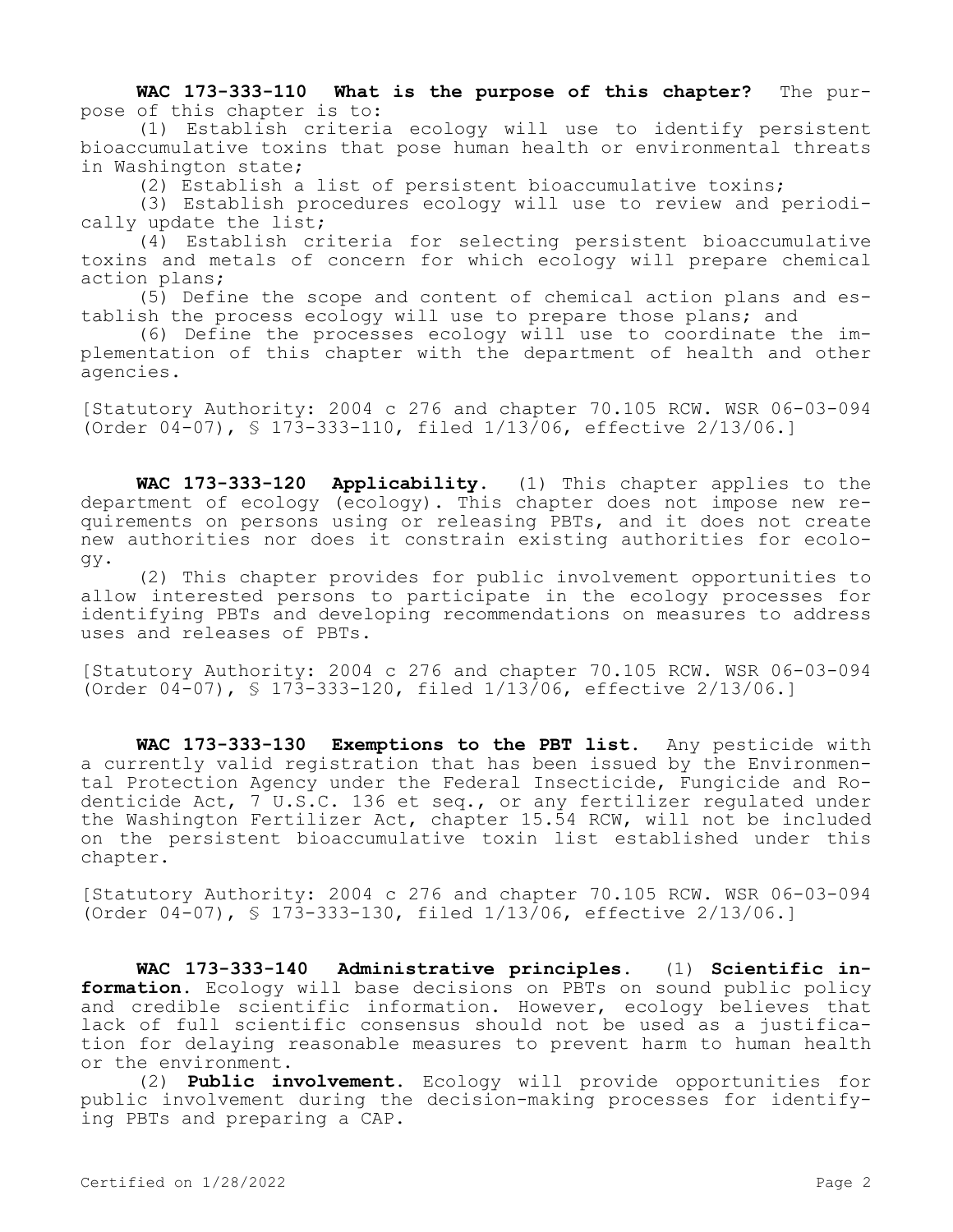**WAC 173-333-110 What is the purpose of this chapter?** The purpose of this chapter is to:

(1) Establish criteria ecology will use to identify persistent bioaccumulative toxins that pose human health or environmental threats in Washington state;

(2) Establish a list of persistent bioaccumulative toxins;

(3) Establish procedures ecology will use to review and periodically update the list;

(4) Establish criteria for selecting persistent bioaccumulative toxins and metals of concern for which ecology will prepare chemical action plans;

(5) Define the scope and content of chemical action plans and establish the process ecology will use to prepare those plans; and

(6) Define the processes ecology will use to coordinate the implementation of this chapter with the department of health and other agencies.

[Statutory Authority: 2004 c 276 and chapter 70.105 RCW. WSR 06-03-094 (Order 04-07), § 173-333-110, filed 1/13/06, effective 2/13/06.]

**WAC 173-333-120 Applicability.** (1) This chapter applies to the department of ecology (ecology). This chapter does not impose new requirements on persons using or releasing PBTs, and it does not create new authorities nor does it constrain existing authorities for ecology.

(2) This chapter provides for public involvement opportunities to allow interested persons to participate in the ecology processes for identifying PBTs and developing recommendations on measures to address uses and releases of PBTs.

[Statutory Authority: 2004 c 276 and chapter 70.105 RCW. WSR 06-03-094 (Order 04-07), § 173-333-120, filed 1/13/06, effective 2/13/06.]

**WAC 173-333-130 Exemptions to the PBT list.** Any pesticide with a currently valid registration that has been issued by the Environmental Protection Agency under the Federal Insecticide, Fungicide and Rodenticide Act, 7 U.S.C. 136 et seq., or any fertilizer regulated under the Washington Fertilizer Act, chapter 15.54 RCW, will not be included on the persistent bioaccumulative toxin list established under this chapter.

[Statutory Authority: 2004 c 276 and chapter 70.105 RCW. WSR 06-03-094 (Order 04-07), § 173-333-130, filed 1/13/06, effective 2/13/06.]

**WAC 173-333-140 Administrative principles.** (1) **Scientific information.** Ecology will base decisions on PBTs on sound public policy and credible scientific information. However, ecology believes that lack of full scientific consensus should not be used as a justification for delaying reasonable measures to prevent harm to human health or the environment.

(2) **Public involvement.** Ecology will provide opportunities for public involvement during the decision-making processes for identifying PBTs and preparing a CAP.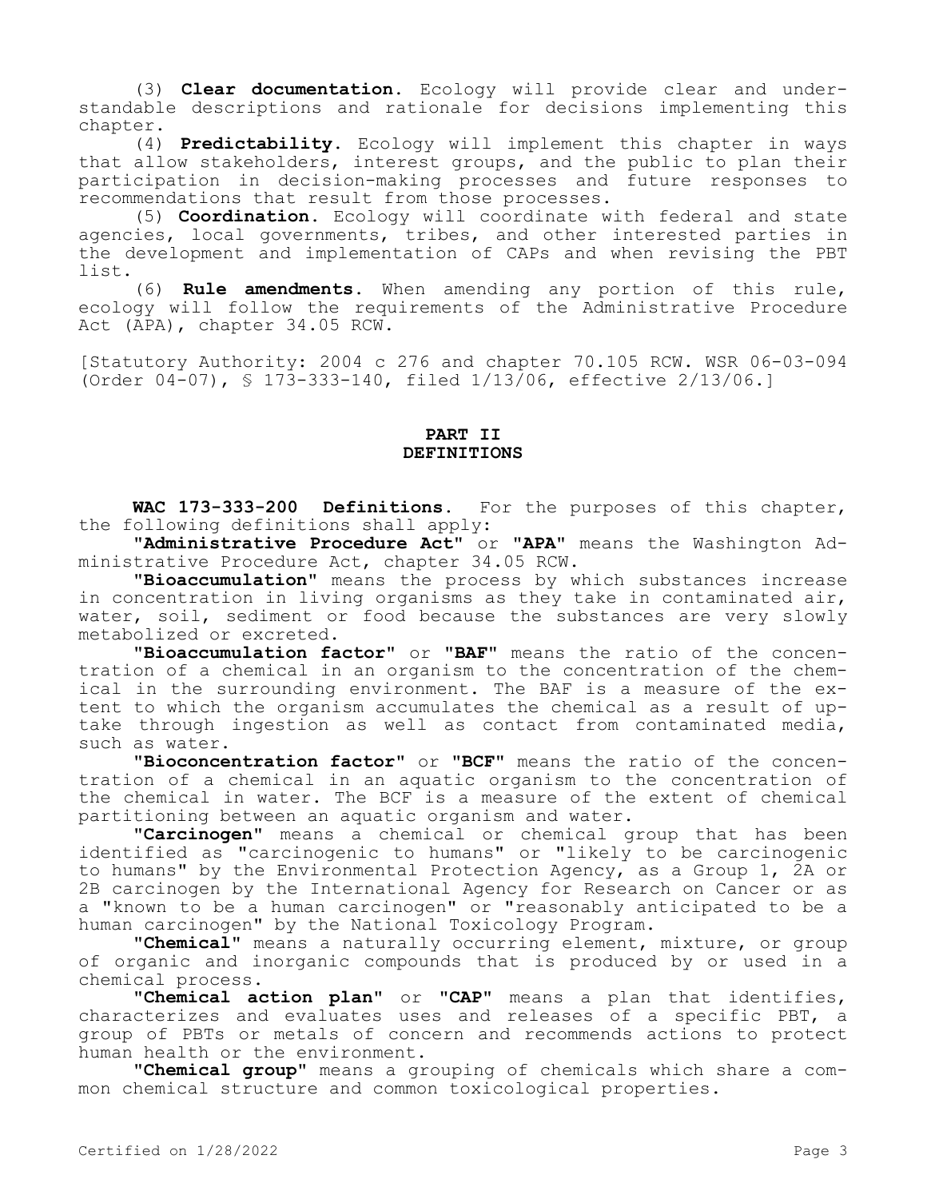(3) **Clear documentation.** Ecology will provide clear and understandable descriptions and rationale for decisions implementing this chapter.

(4) **Predictability.** Ecology will implement this chapter in ways that allow stakeholders, interest groups, and the public to plan their participation in decision-making processes and future responses to recommendations that result from those processes.

(5) **Coordination.** Ecology will coordinate with federal and state agencies, local governments, tribes, and other interested parties in the development and implementation of CAPs and when revising the PBT list.

(6) **Rule amendments.** When amending any portion of this rule, ecology will follow the requirements of the Administrative Procedure Act (APA), chapter 34.05 RCW.

[Statutory Authority: 2004 c 276 and chapter 70.105 RCW. WSR 06-03-094 (Order 04-07), § 173-333-140, filed 1/13/06, effective 2/13/06.]

## PART II
## DEFINITIONS

**WAC 173-333-200 Definitions.** For the purposes of this chapter, the following definitions shall apply:

"**Administrative Procedure Act**" or "**APA**" means the Washington Administrative Procedure Act, chapter 34.05 RCW.

"**Bioaccumulation**" means the process by which substances increase in concentration in living organisms as they take in contaminated air, water, soil, sediment or food because the substances are very slowly metabolized or excreted.

"**Bioaccumulation factor**" or "**BAF**" means the ratio of the concentration of a chemical in an organism to the concentration of the chemical in the surrounding environment. The BAF is a measure of the extent to which the organism accumulates the chemical as a result of uptake through ingestion as well as contact from contaminated media, such as water.

"**Bioconcentration factor**" or "**BCF**" means the ratio of the concentration of a chemical in an aquatic organism to the concentration of the chemical in water. The BCF is a measure of the extent of chemical partitioning between an aquatic organism and water.

"**Carcinogen**" means a chemical or chemical group that has been identified as "carcinogenic to humans" or "likely to be carcinogenic to humans" by the Environmental Protection Agency, as a Group 1, 2A or 2B carcinogen by the International Agency for Research on Cancer or as a "known to be a human carcinogen" or "reasonably anticipated to be a human carcinogen" by the National Toxicology Program.

"**Chemical**" means a naturally occurring element, mixture, or group of organic and inorganic compounds that is produced by or used in a chemical process.

"**Chemical action plan**" or "**CAP**" means a plan that identifies, characterizes and evaluates uses and releases of a specific PBT, a group of PBTs or metals of concern and recommends actions to protect human health or the environment.

"**Chemical group**" means a grouping of chemicals which share a common chemical structure and common toxicological properties.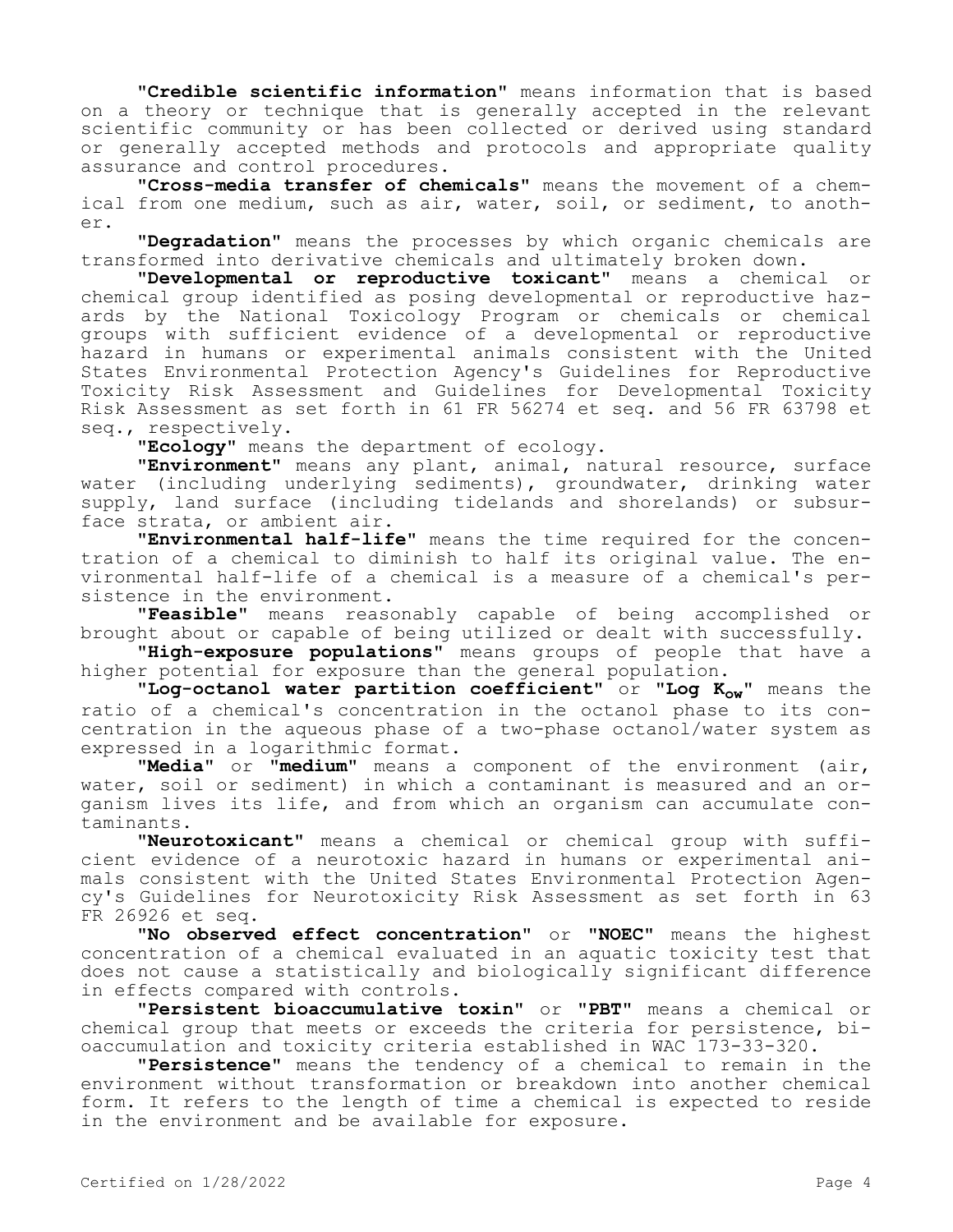"**Credible scientific information**" means information that is based on a theory or technique that is generally accepted in the relevant scientific community or has been collected or derived using standard or generally accepted methods and protocols and appropriate quality assurance and control procedures.

"**Cross-media transfer of chemicals**" means the movement of a chemical from one medium, such as air, water, soil, or sediment, to another.

"**Degradation**" means the processes by which organic chemicals are transformed into derivative chemicals and ultimately broken down.

"**Developmental or reproductive toxicant**" means a chemical or chemical group identified as posing developmental or reproductive hazards by the National Toxicology Program or chemicals or chemical groups with sufficient evidence of a developmental or reproductive hazard in humans or experimental animals consistent with the United States Environmental Protection Agency's Guidelines for Reproductive Toxicity Risk Assessment and Guidelines for Developmental Toxicity Risk Assessment as set forth in 61 FR 56274 et seq. and 56 FR 63798 et seq., respectively.

"**Ecology**" means the department of ecology.

"**Environment**" means any plant, animal, natural resource, surface water (including underlying sediments), groundwater, drinking water supply, land surface (including tidelands and shorelands) or subsurface strata, or ambient air.

"**Environmental half-life**" means the time required for the concentration of a chemical to diminish to half its original value. The environmental half-life of a chemical is a measure of a chemical's persistence in the environment.

"**Feasible**" means reasonably capable of being accomplished or brought about or capable of being utilized or dealt with successfully.

"**High-exposure populations**" means groups of people that have a higher potential for exposure than the general population.

"**Log-octanol water partition coefficient**" or "**Log $K_{ow}$**" means the ratio of a chemical's concentration in the octanol phase to its concentration in the aqueous phase of a two-phase octanol/water system as expressed in a logarithmic format.

"**Media**" or "**medium**" means a component of the environment (air, water, soil or sediment) in which a contaminant is measured and an organism lives its life, and from which an organism can accumulate contaminants.

"**Neurotoxicant**" means a chemical or chemical group with sufficient evidence of a neurotoxic hazard in humans or experimental animals consistent with the United States Environmental Protection Agency's Guidelines for Neurotoxicity Risk Assessment as set forth in 63 FR 26926 et seq.

"**No observed effect concentration**" or "**NOEC**" means the highest concentration of a chemical evaluated in an aquatic toxicity test that does not cause a statistically and biologically significant difference in effects compared with controls.

"**Persistent bioaccumulative toxin**" or "**PBT**" means a chemical or chemical group that meets or exceeds the criteria for persistence, bioaccumulation and toxicity criteria established in WAC 173-33-320.

"**Persistence**" means the tendency of a chemical to remain in the environment without transformation or breakdown into another chemical form. It refers to the length of time a chemical is expected to reside in the environment and be available for exposure.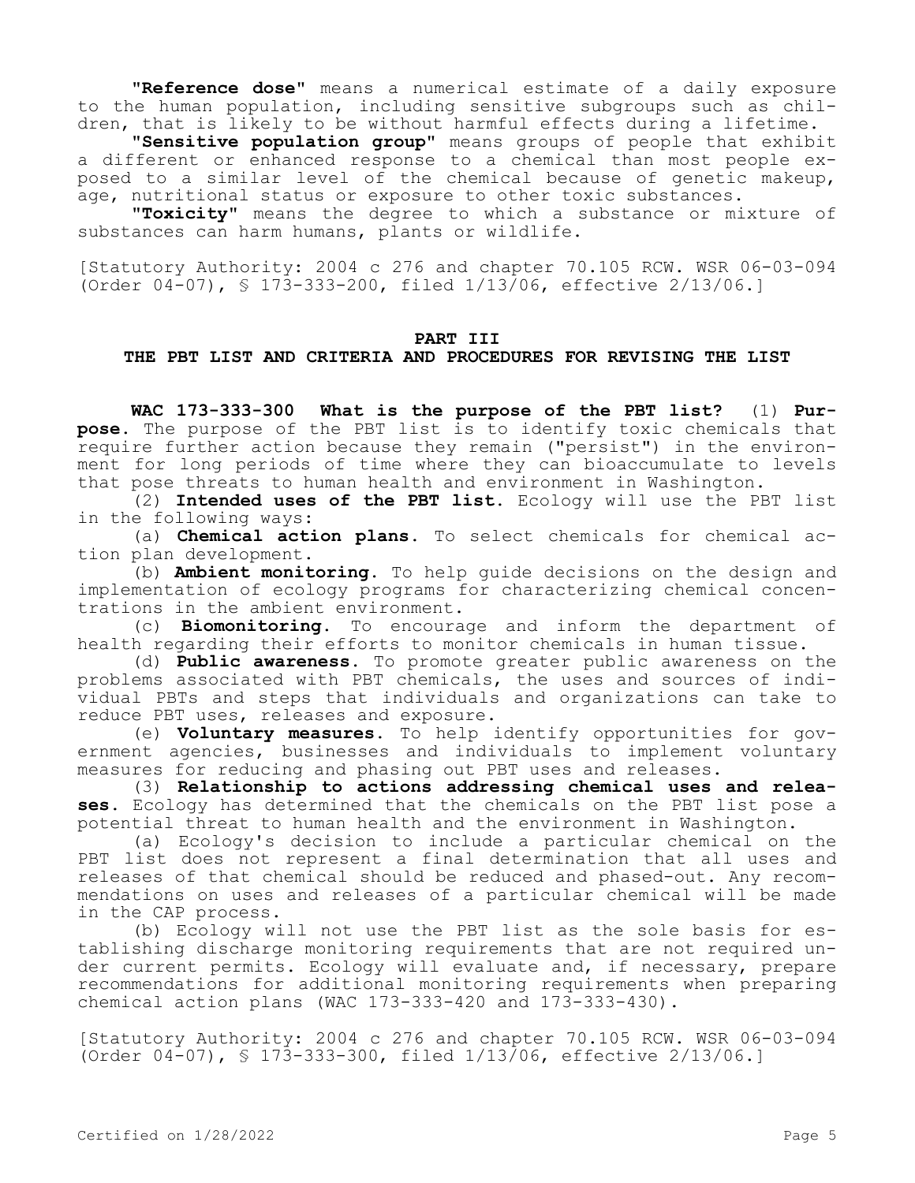"**Reference dose**" means a numerical estimate of a daily exposure to the human population, including sensitive subgroups such as children, that is likely to be without harmful effects during a lifetime.

"**Sensitive population group**" means groups of people that exhibit a different or enhanced response to a chemical than most people exposed to a similar level of the chemical because of genetic makeup, age, nutritional status or exposure to other toxic substances.

"**Toxicity**" means the degree to which a substance or mixture of substances can harm humans, plants or wildlife.

[Statutory Authority: 2004 c 276 and chapter 70.105 RCW. WSR 06-03-094 (Order 04-07), § 173-333-200, filed 1/13/06, effective 2/13/06.]

## PART III
## THE PBT LIST AND CRITERIA AND PROCEDURES FOR REVISING THE LIST

**WAC 173-333-300 What is the purpose of the PBT list?** (1) **Purpose.** The purpose of the PBT list is to identify toxic chemicals that require further action because they remain ("persist") in the environment for long periods of time where they can bioaccumulate to levels that pose threats to human health and environment in Washington.

(2) **Intended uses of the PBT list.** Ecology will use the PBT list in the following ways:

(a) **Chemical action plans.** To select chemicals for chemical action plan development.

(b) **Ambient monitoring.** To help guide decisions on the design and implementation of ecology programs for characterizing chemical concentrations in the ambient environment.

(c) **Biomonitoring.** To encourage and inform the department of health regarding their efforts to monitor chemicals in human tissue.

(d) **Public awareness.** To promote greater public awareness on the problems associated with PBT chemicals, the uses and sources of individual PBTs and steps that individuals and organizations can take to reduce PBT uses, releases and exposure.

(e) **Voluntary measures.** To help identify opportunities for government agencies, businesses and individuals to implement voluntary measures for reducing and phasing out PBT uses and releases.

(3) **Relationship to actions addressing chemical uses and releases.** Ecology has determined that the chemicals on the PBT list pose a potential threat to human health and the environment in Washington.

(a) Ecology's decision to include a particular chemical on the PBT list does not represent a final determination that all uses and releases of that chemical should be reduced and phased-out. Any recommendations on uses and releases of a particular chemical will be made in the CAP process.

(b) Ecology will not use the PBT list as the sole basis for establishing discharge monitoring requirements that are not required under current permits. Ecology will evaluate and, if necessary, prepare recommendations for additional monitoring requirements when preparing chemical action plans (WAC 173-333-420 and 173-333-430).

[Statutory Authority: 2004 c 276 and chapter 70.105 RCW. WSR 06-03-094 (Order 04-07), § 173-333-300, filed 1/13/06, effective 2/13/06.]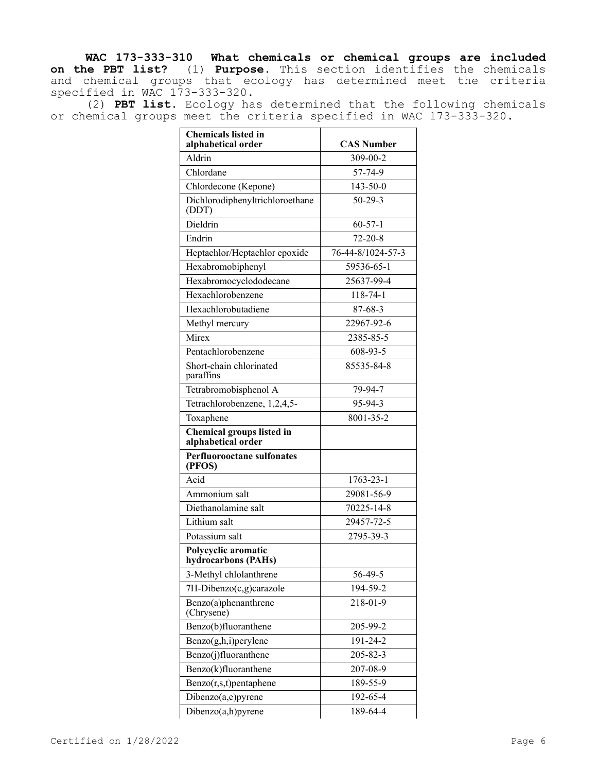**WAC 173-333-310 What chemicals or chemical groups are included on the PBT list?** (1) **Purpose.** This section identifies the chemicals and chemical groups that ecology has determined meet the criteria specified in WAC 173-333-320.

(2) **PBT list.** Ecology has determined that the following chemicals or chemical groups meet the criteria specified in WAC 173-333-320.

| **Chemicals listed in alphabetical order** | **CAS Number** |
|---|---|
| Aldrin | 309-00-2 |
| Chlordane | 57-74-9 |
| Chlordecone (Kepone) | 143-50-0 |
| Dichlorodiphenyltrichloroethane (DDT) | 50-29-3 |
| Dieldrin | 60-57-1 |
| Endrin | 72-20-8 |
| Heptachlor/Heptachlor epoxide | 76-44-8/1024-57-3 |
| Hexabromobiphenyl | 59536-65-1 |
| Hexabromocyclododecane | 25637-99-4 |
| Hexachlorobenzene | 118-74-1 |
| Hexachlorobutadiene | 87-68-3 |
| Methyl mercury | 22967-92-6 |
| Mirex | 2385-85-5 |
| Pentachlorobenzene | 608-93-5 |
| Short-chain chlorinated paraffins | 85535-84-8 |
| Tetrabromobisphenol A | 79-94-7 |
| Tetrachlorobenzene, 1,2,4,5- | 95-94-3 |
| Toxaphene | 8001-35-2 |
| **Chemical groups listed in alphabetical order** | |
| **Perfluorooctane sulfonates (PFOS)** | |
| Acid | 1763-23-1 |
| Ammonium salt | 29081-56-9 |
| Diethanolamine salt | 70225-14-8 |
| Lithium salt | 29457-72-5 |
| Potassium salt | 2795-39-3 |
| **Polycyclic aromatic hydrocarbons (PAHs)** | |
| 3-Methyl chlolanthrene | 56-49-5 |
| 7H-Dibenzo(c,g)carazole | 194-59-2 |
| Benzo(a)phenanthrene (Chrysene) | 218-01-9 |
| Benzo(b)fluoranthene | 205-99-2 |
| Benzo(g,h,i)perylene | 191-24-2 |
| Benzo(j)fluoranthene | 205-82-3 |
| Benzo(k)fluoranthene | 207-08-9 |
| Benzo(r,s,t)pentaphene | 189-55-9 |
| Dibenzo(a,e)pyrene | 192-65-4 |
| Dibenzo(a,h)pyrene | 189-64-4 |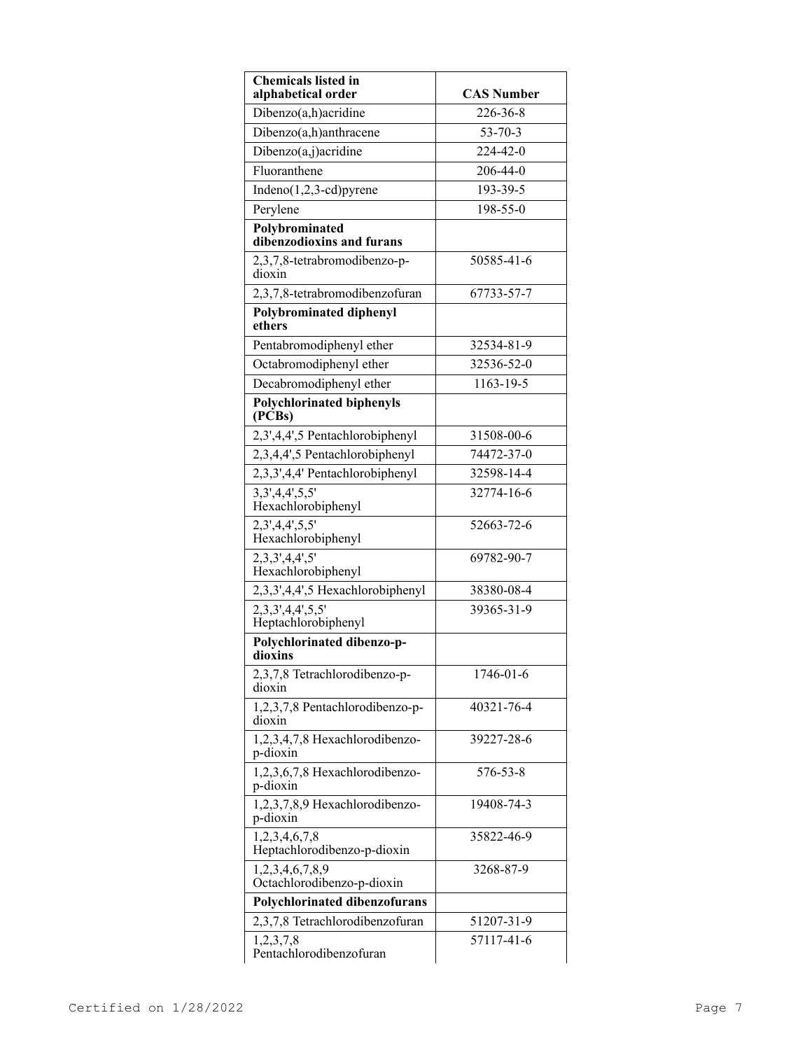| Chemicals listed in alphabetical order | CAS Number |
|---|---|
| Dibenzo(a,h)acridine | 226-36-8 |
| Dibenzo(a,h)anthracene | 53-70-3 |
| Dibenzo(a,j)acridine | 224-42-0 |
| Fluoranthene | 206-44-0 |
| Indeno(1,2,3-cd)pyrene | 193-39-5 |
| Perylene | 198-55-0 |
| **Polybrominated dibenzodioxins and furans** | |
| 2,3,7,8-tetrabromodibenzo-p-dioxin | 50585-41-6 |
| 2,3,7,8-tetrabromodibenzofuran | 67733-57-7 |
| **Polybrominated diphenyl ethers** | |
| Pentabromodiphenyl ether | 32534-81-9 |
| Octabromodiphenyl ether | 32536-52-0 |
| Decabromodiphenyl ether | 1163-19-5 |
| **Polychlorinated biphenyls (PCBs)** | |
| 2,3',4,4',5 Pentachlorobiphenyl | 31508-00-6 |
| 2,3,4,4',5 Pentachlorobiphenyl | 74472-37-0 |
| 2,3,3',4,4' Pentachlorobiphenyl | 32598-14-4 |
| 3,3',4,4',5,5' Hexachlorobiphenyl | 32774-16-6 |
| 2,3',4,4',5,5' Hexachlorobiphenyl | 52663-72-6 |
| 2,3,3',4,4',5' Hexachlorobiphenyl | 69782-90-7 |
| 2,3,3',4,4',5 Hexachlorobiphenyl | 38380-08-4 |
| 2,3,3',4,4',5,5' Heptachlorobiphenyl | 39365-31-9 |
| **Polychlorinated dibenzo-p-dioxins** | |
| 2,3,7,8 Tetrachlorodibenzo-p-dioxin | 1746-01-6 |
| 1,2,3,7,8 Pentachlorodibenzo-p-dioxin | 40321-76-4 |
| 1,2,3,4,7,8 Hexachlorodibenzo-p-dioxin | 39227-28-6 |
| 1,2,3,6,7,8 Hexachlorodibenzo-p-dioxin | 576-53-8 |
| 1,2,3,7,8,9 Hexachlorodibenzo-p-dioxin | 19408-74-3 |
| 1,2,3,4,6,7,8 Heptachlorodibenzo-p-dioxin | 35822-46-9 |
| 1,2,3,4,6,7,8,9 Octachlorodibenzo-p-dioxin | 3268-87-9 |
| **Polychlorinated dibenzofurans** | |
| 2,3,7,8 Tetrachlorodibenzofuran | 51207-31-9 |
| 1,2,3,7,8 Pentachlorodibenzofuran | 57117-41-6 |

Certified on 1/28/2022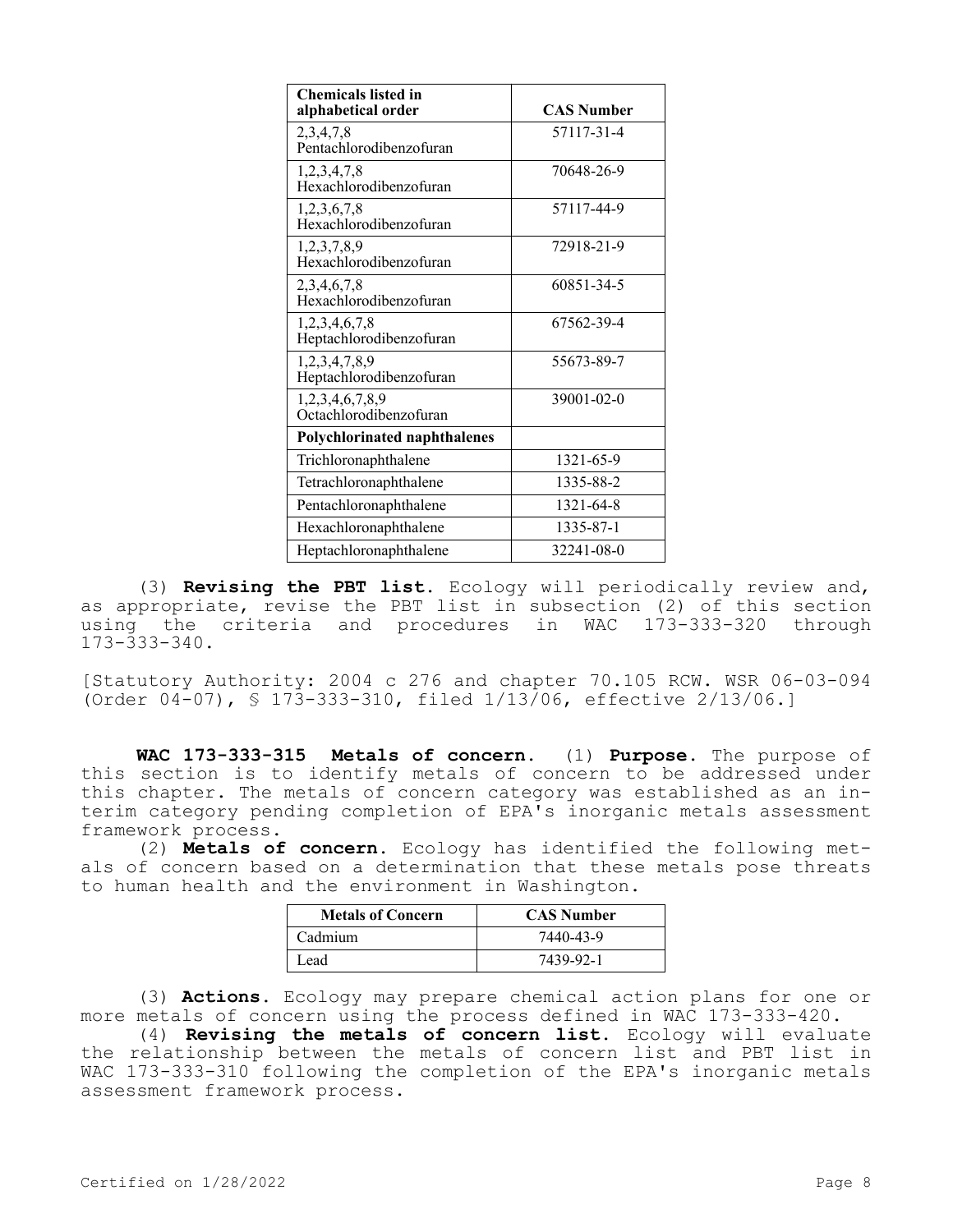| Chemicals listed in alphabetical order | CAS Number |
| --- | --- |
| 2,3,4,7,8 Pentachlorodibenzofuran | 57117-31-4 |
| 1,2,3,4,7,8 Hexachlorodibenzofuran | 70648-26-9 |
| 1,2,3,6,7,8 Hexachlorodibenzofuran | 57117-44-9 |
| 1,2,3,7,8,9 Hexachlorodibenzofuran | 72918-21-9 |
| 2,3,4,6,7,8 Hexachlorodibenzofuran | 60851-34-5 |
| 1,2,3,4,6,7,8 Heptachlorodibenzofuran | 67562-39-4 |
| 1,2,3,4,7,8,9 Heptachlorodibenzofuran | 55673-89-7 |
| 1,2,3,4,6,7,8,9 Octachlorodibenzofuran | 39001-02-0 |
| **Polychlorinated naphthalenes** | |
| Trichloronaphthalene | 1321-65-9 |
| Tetrachloronaphthalene | 1335-88-2 |
| Pentachloronaphthalene | 1321-64-8 |
| Hexachloronaphthalene | 1335-87-1 |
| Heptachloronaphthalene | 32241-08-0 |

(3) **Revising the PBT list.** Ecology will periodically review and, as appropriate, revise the PBT list in subsection (2) of this section using the criteria and procedures in WAC 173-333-320 through 173-333-340.

[Statutory Authority: 2004 c 276 and chapter 70.105 RCW. WSR 06-03-094 (Order 04-07), § 173-333-310, filed 1/13/06, effective 2/13/06.]

**WAC 173-333-315 Metals of concern.** (1) **Purpose.** The purpose of this section is to identify metals of concern to be addressed under this chapter. The metals of concern category was established as an interim category pending completion of EPA's inorganic metals assessment framework process.

(2) **Metals of concern.** Ecology has identified the following metals of concern based on a determination that these metals pose threats to human health and the environment in Washington.

| Metals of Concern | CAS Number |
| --- | --- |
| Cadmium | 7440-43-9 |
| Lead | 7439-92-1 |

(3) **Actions.** Ecology may prepare chemical action plans for one or more metals of concern using the process defined in WAC 173-333-420.

(4) **Revising the metals of concern list.** Ecology will evaluate the relationship between the metals of concern list and PBT list in WAC 173-333-310 following the completion of the EPA's inorganic metals assessment framework process.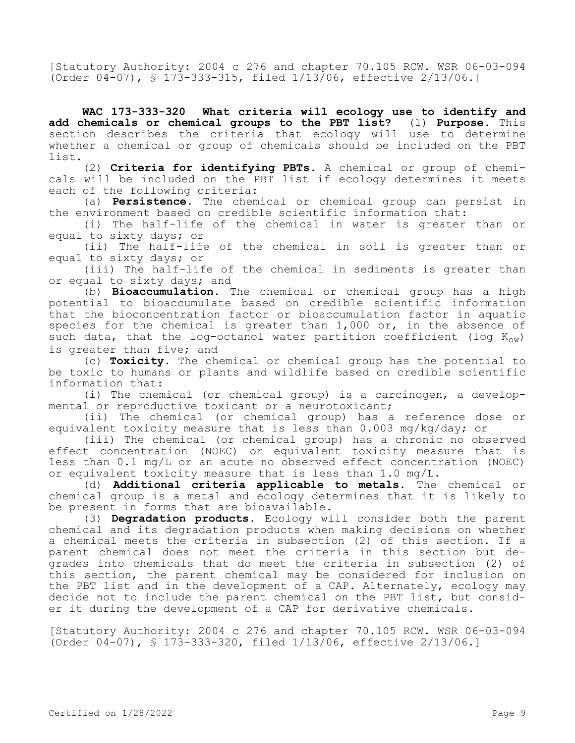[Statutory Authority: 2004 c 276 and chapter 70.105 RCW. WSR 06-03-094 (Order 04-07), § 173-333-315, filed 1/13/06, effective 2/13/06.]

**WAC 173-333-320 What criteria will ecology use to identify and add chemicals or chemical groups to the PBT list?** (1) **Purpose.** This section describes the criteria that ecology will use to determine whether a chemical or group of chemicals should be included on the PBT list.

(2) **Criteria for identifying PBTs.** A chemical or group of chemicals will be included on the PBT list if ecology determines it meets each of the following criteria:

(a) **Persistence.** The chemical or chemical group can persist in the environment based on credible scientific information that:

(i) The half-life of the chemical in water is greater than or equal to sixty days; or

(ii) The half-life of the chemical in soil is greater than or equal to sixty days; or

(iii) The half-life of the chemical in sediments is greater than or equal to sixty days; and

(b) **Bioaccumulation.** The chemical or chemical group has a high potential to bioaccumulate based on credible scientific information that the bioconcentration factor or bioaccumulation factor in aquatic species for the chemical is greater than 1,000 or, in the absence of such data, that the log-octanol water partition coefficient (log $K_{ow}$) is greater than five; and

(c) **Toxicity.** The chemical or chemical group has the potential to be toxic to humans or plants and wildlife based on credible scientific information that:

(i) The chemical (or chemical group) is a carcinogen, a developmental or reproductive toxicant or a neurotoxicant;

(ii) The chemical (or chemical group) has a reference dose or equivalent toxicity measure that is less than 0.003 mg/kg/day; or

(iii) The chemical (or chemical group) has a chronic no observed effect concentration (NOEC) or equivalent toxicity measure that is less than 0.1 mg/L or an acute no observed effect concentration (NOEC) or equivalent toxicity measure that is less than 1.0 mg/L.

(d) **Additional criteria applicable to metals.** The chemical or chemical group is a metal and ecology determines that it is likely to be present in forms that are bioavailable.

(3) **Degradation products.** Ecology will consider both the parent chemical and its degradation products when making decisions on whether a chemical meets the criteria in subsection (2) of this section. If a parent chemical does not meet the criteria in this section but degrades into chemicals that do meet the criteria in subsection (2) of this section, the parent chemical may be considered for inclusion on the PBT list and in the development of a CAP. Alternately, ecology may decide not to include the parent chemical on the PBT list, but consider it during the development of a CAP for derivative chemicals.

[Statutory Authority: 2004 c 276 and chapter 70.105 RCW. WSR 06-03-094 (Order 04-07), § 173-333-320, filed 1/13/06, effective 2/13/06.]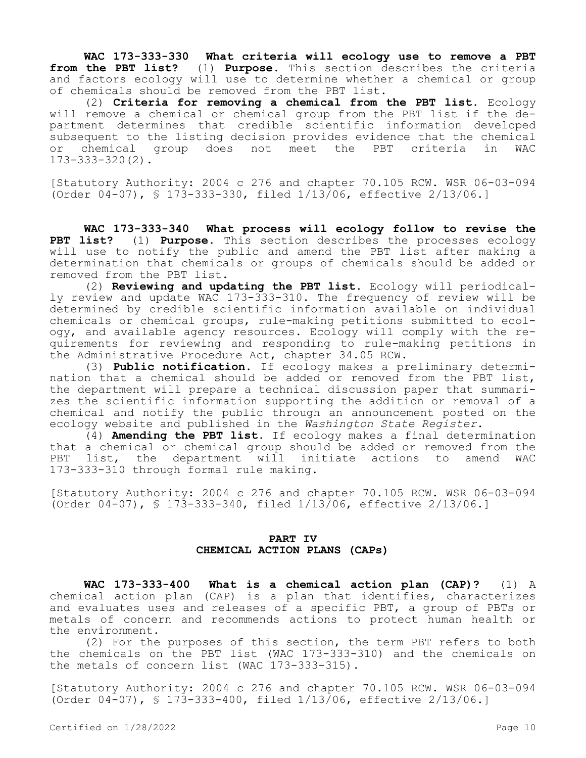**WAC 173-333-330 What criteria will ecology use to remove a PBT from the PBT list?** (1) **Purpose.** This section describes the criteria and factors ecology will use to determine whether a chemical or group of chemicals should be removed from the PBT list.

(2) **Criteria for removing a chemical from the PBT list.** Ecology will remove a chemical or chemical group from the PBT list if the department determines that credible scientific information developed subsequent to the listing decision provides evidence that the chemical or chemical group does not meet the PBT criteria in WAC 173-333-320(2).

[Statutory Authority: 2004 c 276 and chapter 70.105 RCW. WSR 06-03-094 (Order 04-07), § 173-333-330, filed 1/13/06, effective 2/13/06.]

**WAC 173-333-340 What process will ecology follow to revise the PBT list?** (1) **Purpose.** This section describes the processes ecology will use to notify the public and amend the PBT list after making a determination that chemicals or groups of chemicals should be added or removed from the PBT list.

(2) **Reviewing and updating the PBT list.** Ecology will periodically review and update WAC 173-333-310. The frequency of review will be determined by credible scientific information available on individual chemicals or chemical groups, rule-making petitions submitted to ecology, and available agency resources. Ecology will comply with the requirements for reviewing and responding to rule-making petitions in the Administrative Procedure Act, chapter 34.05 RCW.

(3) **Public notification.** If ecology makes a preliminary determination that a chemical should be added or removed from the PBT list, the department will prepare a technical discussion paper that summarizes the scientific information supporting the addition or removal of a chemical and notify the public through an announcement posted on the ecology website and published in the *Washington State Register*.

(4) **Amending the PBT list.** If ecology makes a final determination that a chemical or chemical group should be added or removed from the PBT list, the department will initiate actions to amend WAC 173-333-310 through formal rule making.

[Statutory Authority: 2004 c 276 and chapter 70.105 RCW. WSR 06-03-094 (Order 04-07), § 173-333-340, filed 1/13/06, effective 2/13/06.]

## PART IV
## CHEMICAL ACTION PLANS (CAPs)

**WAC 173-333-400 What is a chemical action plan (CAP)?** (1) A chemical action plan (CAP) is a plan that identifies, characterizes and evaluates uses and releases of a specific PBT, a group of PBTs or metals of concern and recommends actions to protect human health or the environment.

(2) For the purposes of this section, the term PBT refers to both the chemicals on the PBT list (WAC 173-333-310) and the chemicals on the metals of concern list (WAC 173-333-315).

[Statutory Authority: 2004 c 276 and chapter 70.105 RCW. WSR 06-03-094 (Order 04-07), § 173-333-400, filed 1/13/06, effective 2/13/06.]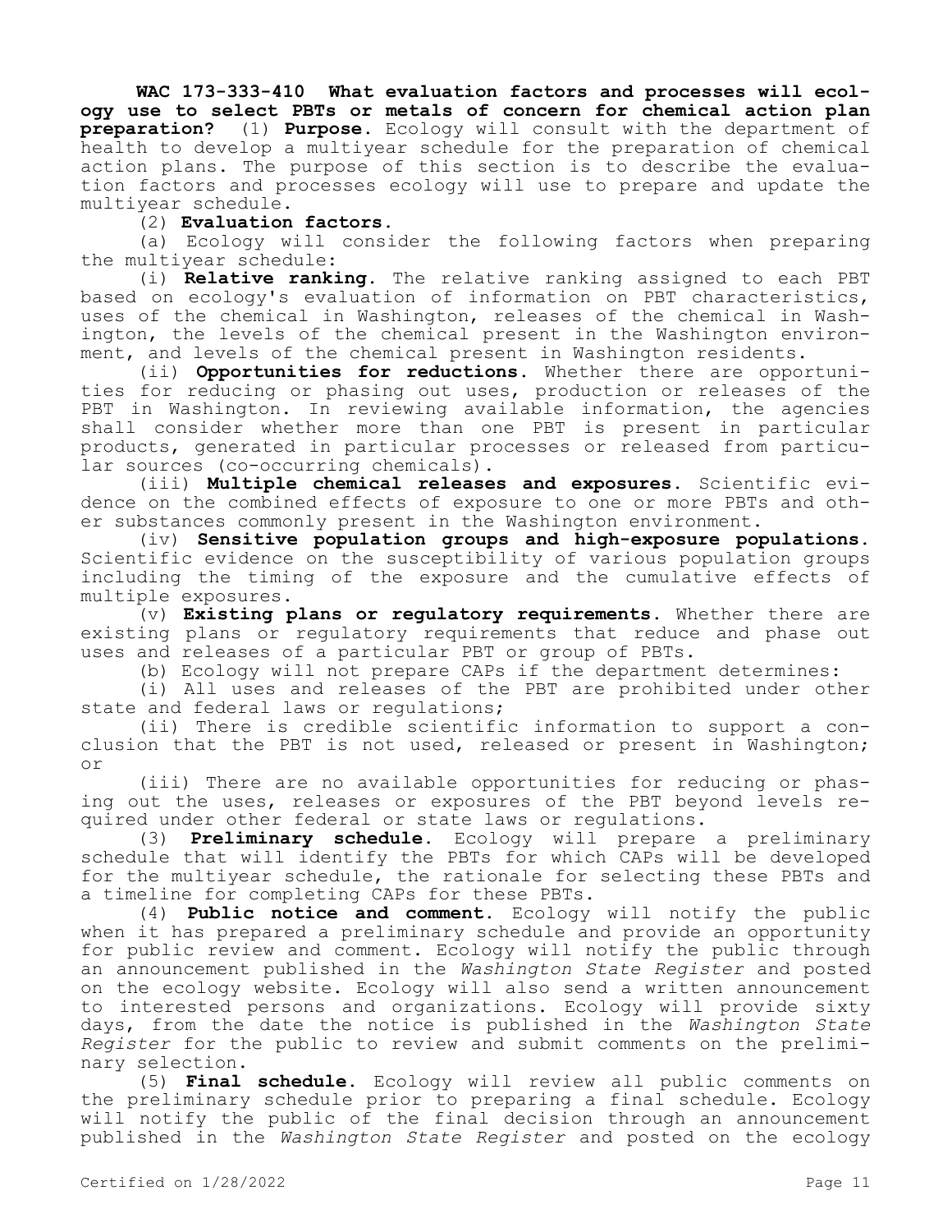**WAC 173-333-410 What evaluation factors and processes will ecology use to select PBTs or metals of concern for chemical action plan preparation?** (1) **Purpose.** Ecology will consult with the department of health to develop a multiyear schedule for the preparation of chemical action plans. The purpose of this section is to describe the evaluation factors and processes ecology will use to prepare and update the multiyear schedule.

(2) **Evaluation factors.**

(a) Ecology will consider the following factors when preparing the multiyear schedule:

(i) **Relative ranking.** The relative ranking assigned to each PBT based on ecology's evaluation of information on PBT characteristics, uses of the chemical in Washington, releases of the chemical in Washington, the levels of the chemical present in the Washington environment, and levels of the chemical present in Washington residents.

(ii) **Opportunities for reductions.** Whether there are opportunities for reducing or phasing out uses, production or releases of the PBT in Washington. In reviewing available information, the agencies shall consider whether more than one PBT is present in particular products, generated in particular processes or released from particular sources (co-occurring chemicals).

(iii) **Multiple chemical releases and exposures.** Scientific evidence on the combined effects of exposure to one or more PBTs and other substances commonly present in the Washington environment.

(iv) **Sensitive population groups and high-exposure populations.** Scientific evidence on the susceptibility of various population groups including the timing of the exposure and the cumulative effects of multiple exposures.

(v) **Existing plans or regulatory requirements.** Whether there are existing plans or regulatory requirements that reduce and phase out uses and releases of a particular PBT or group of PBTs.

(b) Ecology will not prepare CAPs if the department determines:

(i) All uses and releases of the PBT are prohibited under other state and federal laws or regulations;

(ii) There is credible scientific information to support a conclusion that the PBT is not used, released or present in Washington; or

(iii) There are no available opportunities for reducing or phasing out the uses, releases or exposures of the PBT beyond levels required under other federal or state laws or regulations.

(3) **Preliminary schedule.** Ecology will prepare a preliminary schedule that will identify the PBTs for which CAPs will be developed for the multiyear schedule, the rationale for selecting these PBTs and a timeline for completing CAPs for these PBTs.

(4) **Public notice and comment.** Ecology will notify the public when it has prepared a preliminary schedule and provide an opportunity for public review and comment. Ecology will notify the public through an announcement published in the *Washington State Register* and posted on the ecology website. Ecology will also send a written announcement to interested persons and organizations. Ecology will provide sixty days, from the date the notice is published in the *Washington State Register* for the public to review and submit comments on the preliminary selection.

(5) **Final schedule.** Ecology will review all public comments on the preliminary schedule prior to preparing a final schedule. Ecology will notify the public of the final decision through an announcement published in the *Washington State Register* and posted on the ecology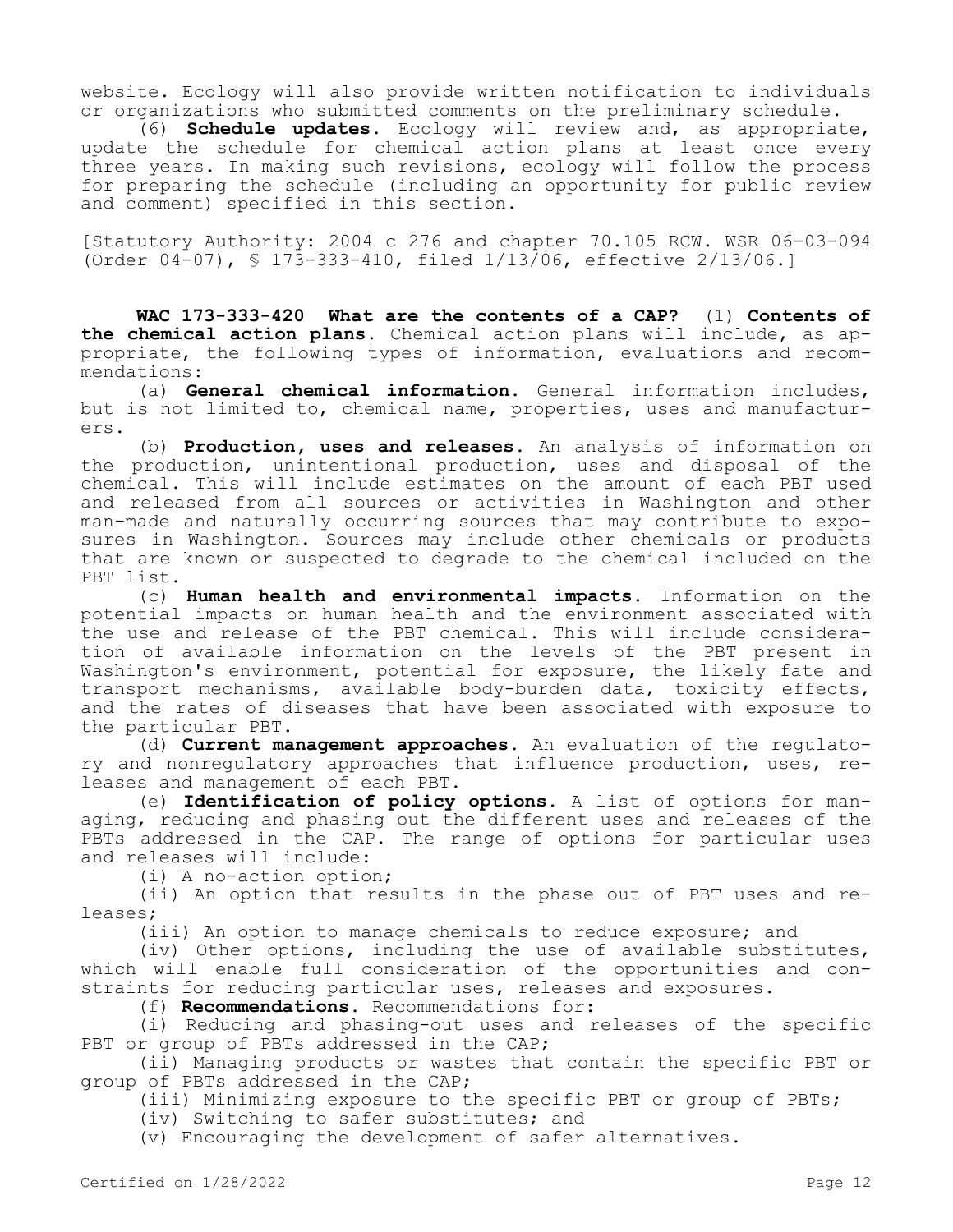website. Ecology will also provide written notification to individuals or organizations who submitted comments on the preliminary schedule.

(6) **Schedule updates.** Ecology will review and, as appropriate, update the schedule for chemical action plans at least once every three years. In making such revisions, ecology will follow the process for preparing the schedule (including an opportunity for public review and comment) specified in this section.

[Statutory Authority: 2004 c 276 and chapter 70.105 RCW. WSR 06-03-094 (Order 04-07), § 173-333-410, filed 1/13/06, effective 2/13/06.]

**WAC 173-333-420 What are the contents of a CAP?** (1) **Contents of the chemical action plans.** Chemical action plans will include, as appropriate, the following types of information, evaluations and recommendations:

(a) **General chemical information.** General information includes, but is not limited to, chemical name, properties, uses and manufacturers.

(b) **Production, uses and releases.** An analysis of information on the production, unintentional production, uses and disposal of the chemical. This will include estimates on the amount of each PBT used and released from all sources or activities in Washington and other man-made and naturally occurring sources that may contribute to exposures in Washington. Sources may include other chemicals or products that are known or suspected to degrade to the chemical included on the PBT list.

(c) **Human health and environmental impacts.** Information on the potential impacts on human health and the environment associated with the use and release of the PBT chemical. This will include consideration of available information on the levels of the PBT present in Washington's environment, potential for exposure, the likely fate and transport mechanisms, available body-burden data, toxicity effects, and the rates of diseases that have been associated with exposure to the particular PBT.

(d) **Current management approaches.** An evaluation of the regulatory and nonregulatory approaches that influence production, uses, releases and management of each PBT.

(e) **Identification of policy options.** A list of options for managing, reducing and phasing out the different uses and releases of the PBTs addressed in the CAP. The range of options for particular uses and releases will include:

(i) A no-action option;

(ii) An option that results in the phase out of PBT uses and releases;

(iii) An option to manage chemicals to reduce exposure; and

(iv) Other options, including the use of available substitutes, which will enable full consideration of the opportunities and constraints for reducing particular uses, releases and exposures.

(f) **Recommendations.** Recommendations for:

(i) Reducing and phasing-out uses and releases of the specific PBT or group of PBTs addressed in the CAP;

(ii) Managing products or wastes that contain the specific PBT or group of PBTs addressed in the CAP;

(iii) Minimizing exposure to the specific PBT or group of PBTs;

(iv) Switching to safer substitutes; and

(v) Encouraging the development of safer alternatives.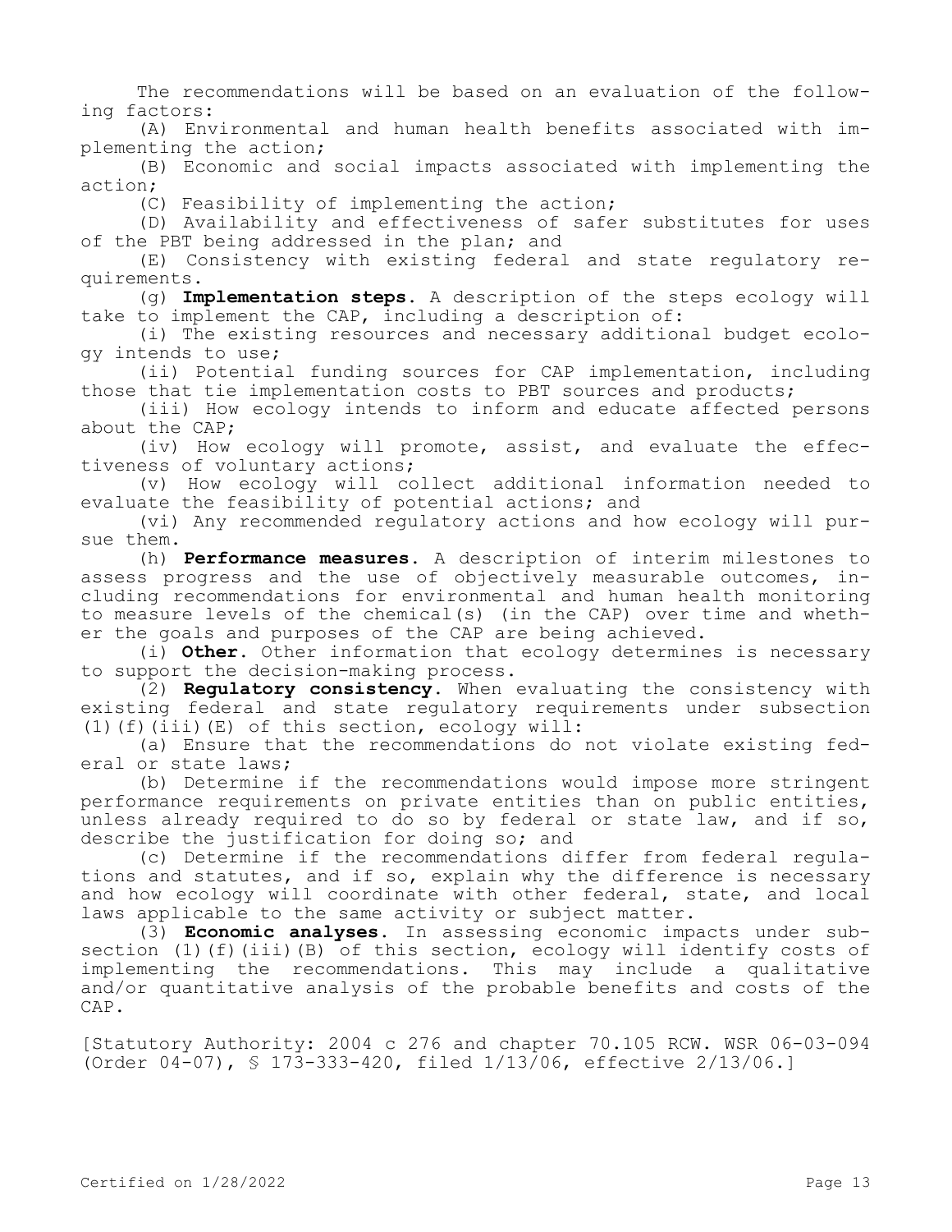The recommendations will be based on an evaluation of the following factors:

(A) Environmental and human health benefits associated with implementing the action;

(B) Economic and social impacts associated with implementing the action;

(C) Feasibility of implementing the action;

(D) Availability and effectiveness of safer substitutes for uses of the PBT being addressed in the plan; and

(E) Consistency with existing federal and state regulatory requirements.

(g) **Implementation steps.** A description of the steps ecology will take to implement the CAP, including a description of:

(i) The existing resources and necessary additional budget ecology intends to use;

(ii) Potential funding sources for CAP implementation, including those that tie implementation costs to PBT sources and products;

(iii) How ecology intends to inform and educate affected persons about the CAP;

(iv) How ecology will promote, assist, and evaluate the effectiveness of voluntary actions;

(v) How ecology will collect additional information needed to evaluate the feasibility of potential actions; and

(vi) Any recommended regulatory actions and how ecology will pursue them.

(h) **Performance measures.** A description of interim milestones to assess progress and the use of objectively measurable outcomes, including recommendations for environmental and human health monitoring to measure levels of the chemical(s) (in the CAP) over time and whether the goals and purposes of the CAP are being achieved.

(i) **Other.** Other information that ecology determines is necessary to support the decision-making process.

(2) **Regulatory consistency.** When evaluating the consistency with existing federal and state regulatory requirements under subsection (1)(f)(iii)(E) of this section, ecology will:

(a) Ensure that the recommendations do not violate existing federal or state laws;

(b) Determine if the recommendations would impose more stringent performance requirements on private entities than on public entities, unless already required to do so by federal or state law, and if so, describe the justification for doing so; and

(c) Determine if the recommendations differ from federal regulations and statutes, and if so, explain why the difference is necessary and how ecology will coordinate with other federal, state, and local laws applicable to the same activity or subject matter.

(3) **Economic analyses.** In assessing economic impacts under subsection (1)(f)(iii)(B) of this section, ecology will identify costs of implementing the recommendations. This may include a qualitative and/or quantitative analysis of the probable benefits and costs of the CAP.

[Statutory Authority: 2004 c 276 and chapter 70.105 RCW. WSR 06-03-094 (Order 04-07), § 173-333-420, filed 1/13/06, effective 2/13/06.]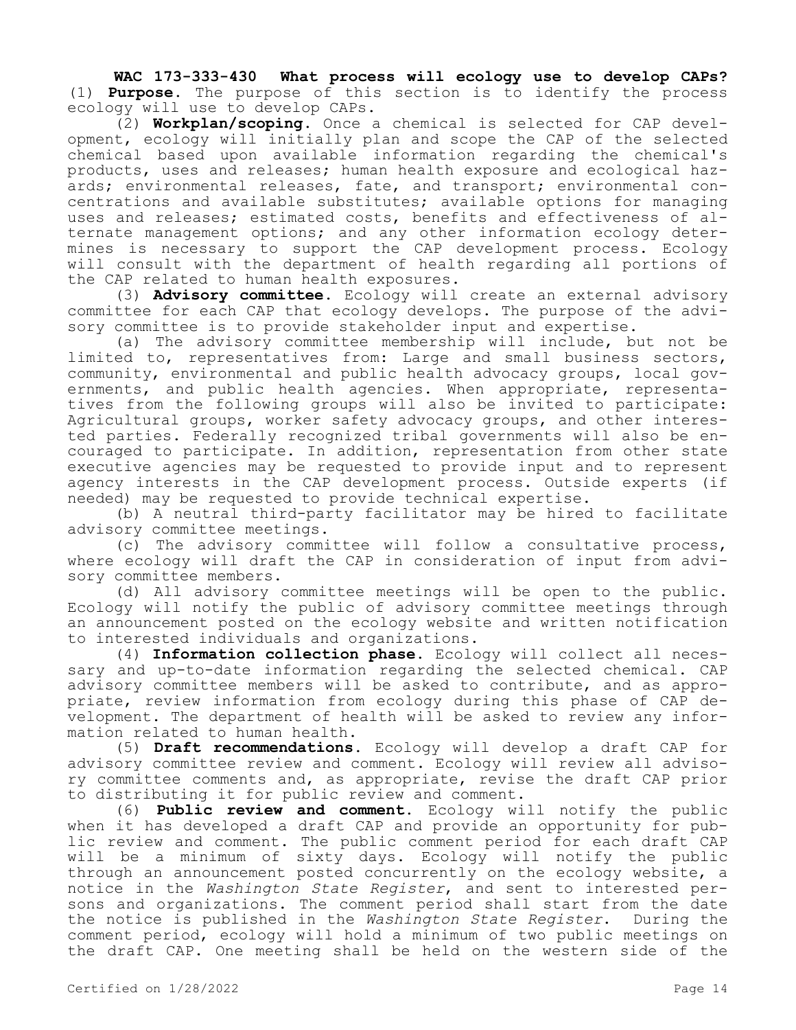**WAC 173-333-430 What process will ecology use to develop CAPs?** (1) **Purpose.** The purpose of this section is to identify the process ecology will use to develop CAPs.

(2) **Workplan/scoping.** Once a chemical is selected for CAP development, ecology will initially plan and scope the CAP of the selected chemical based upon available information regarding the chemical's products, uses and releases; human health exposure and ecological hazards; environmental releases, fate, and transport; environmental concentrations and available substitutes; available options for managing uses and releases; estimated costs, benefits and effectiveness of alternate management options; and any other information ecology determines is necessary to support the CAP development process. Ecology will consult with the department of health regarding all portions of the CAP related to human health exposures.

(3) **Advisory committee.** Ecology will create an external advisory committee for each CAP that ecology develops. The purpose of the advisory committee is to provide stakeholder input and expertise.

(a) The advisory committee membership will include, but not be limited to, representatives from: Large and small business sectors, community, environmental and public health advocacy groups, local governments, and public health agencies. When appropriate, representatives from the following groups will also be invited to participate: Agricultural groups, worker safety advocacy groups, and other interested parties. Federally recognized tribal governments will also be encouraged to participate. In addition, representation from other state executive agencies may be requested to provide input and to represent agency interests in the CAP development process. Outside experts (if needed) may be requested to provide technical expertise.

(b) A neutral third-party facilitator may be hired to facilitate advisory committee meetings.

(c) The advisory committee will follow a consultative process, where ecology will draft the CAP in consideration of input from advisory committee members.

(d) All advisory committee meetings will be open to the public. Ecology will notify the public of advisory committee meetings through an announcement posted on the ecology website and written notification to interested individuals and organizations.

(4) **Information collection phase.** Ecology will collect all necessary and up-to-date information regarding the selected chemical. CAP advisory committee members will be asked to contribute, and as appropriate, review information from ecology during this phase of CAP development. The department of health will be asked to review any information related to human health.

(5) **Draft recommendations.** Ecology will develop a draft CAP for advisory committee review and comment. Ecology will review all advisory committee comments and, as appropriate, revise the draft CAP prior to distributing it for public review and comment.

(6) **Public review and comment.** Ecology will notify the public when it has developed a draft CAP and provide an opportunity for public review and comment. The public comment period for each draft CAP will be a minimum of sixty days. Ecology will notify the public through an announcement posted concurrently on the ecology website, a notice in the *Washington State Register*, and sent to interested persons and organizations. The comment period shall start from the date the notice is published in the *Washington State Register*. During the comment period, ecology will hold a minimum of two public meetings on the draft CAP. One meeting shall be held on the western side of the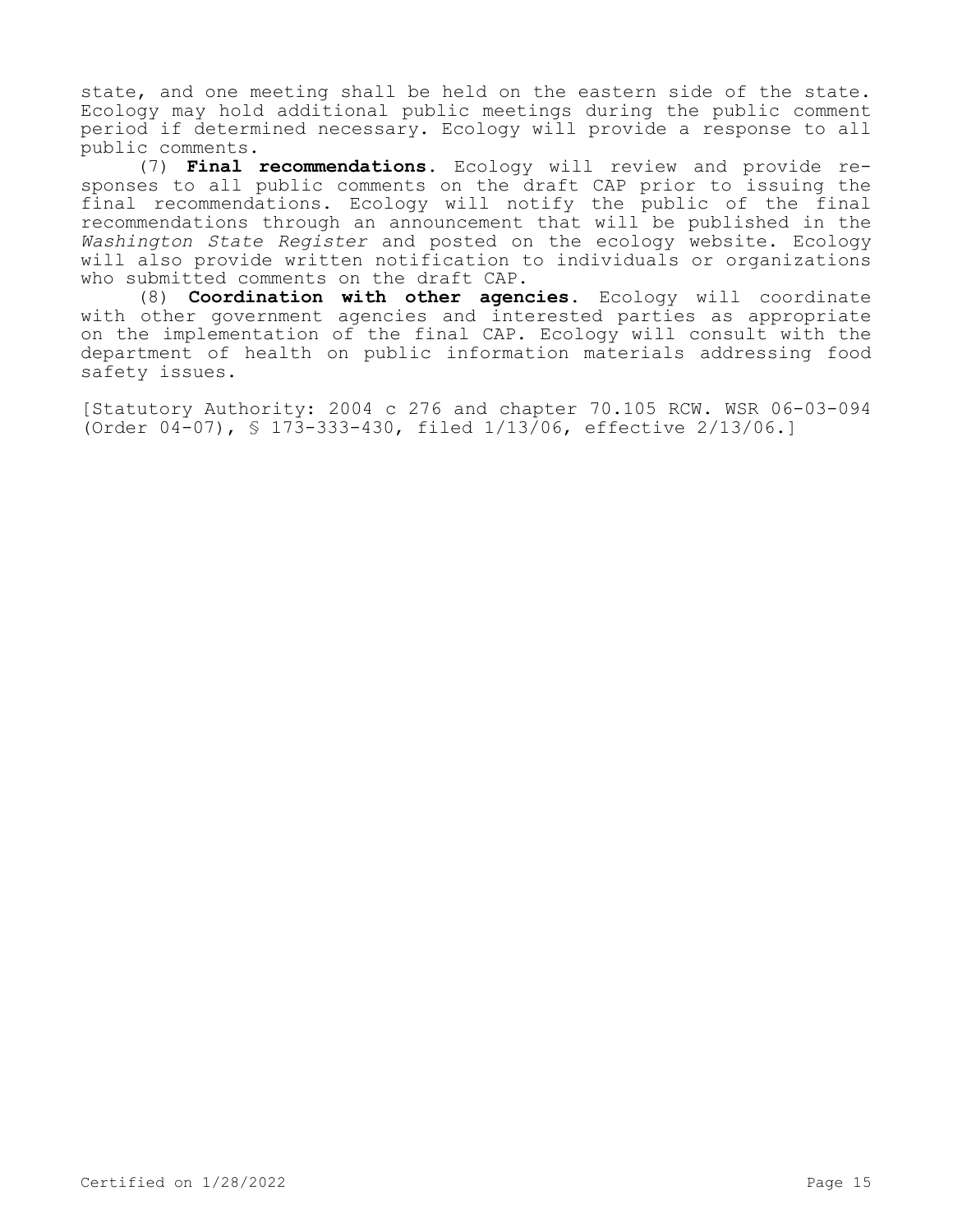state, and one meeting shall be held on the eastern side of the state. Ecology may hold additional public meetings during the public comment period if determined necessary. Ecology will provide a response to all public comments.

(7) **Final recommendations.** Ecology will review and provide responses to all public comments on the draft CAP prior to issuing the final recommendations. Ecology will notify the public of the final recommendations through an announcement that will be published in the *Washington State Register* and posted on the ecology website. Ecology will also provide written notification to individuals or organizations who submitted comments on the draft CAP.

(8) **Coordination with other agencies.** Ecology will coordinate with other government agencies and interested parties as appropriate on the implementation of the final CAP. Ecology will consult with the department of health on public information materials addressing food safety issues.

[Statutory Authority: 2004 c 276 and chapter 70.105 RCW. WSR 06-03-094 (Order 04-07), § 173-333-430, filed 1/13/06, effective 2/13/06.]

Certified on 1/28/2022